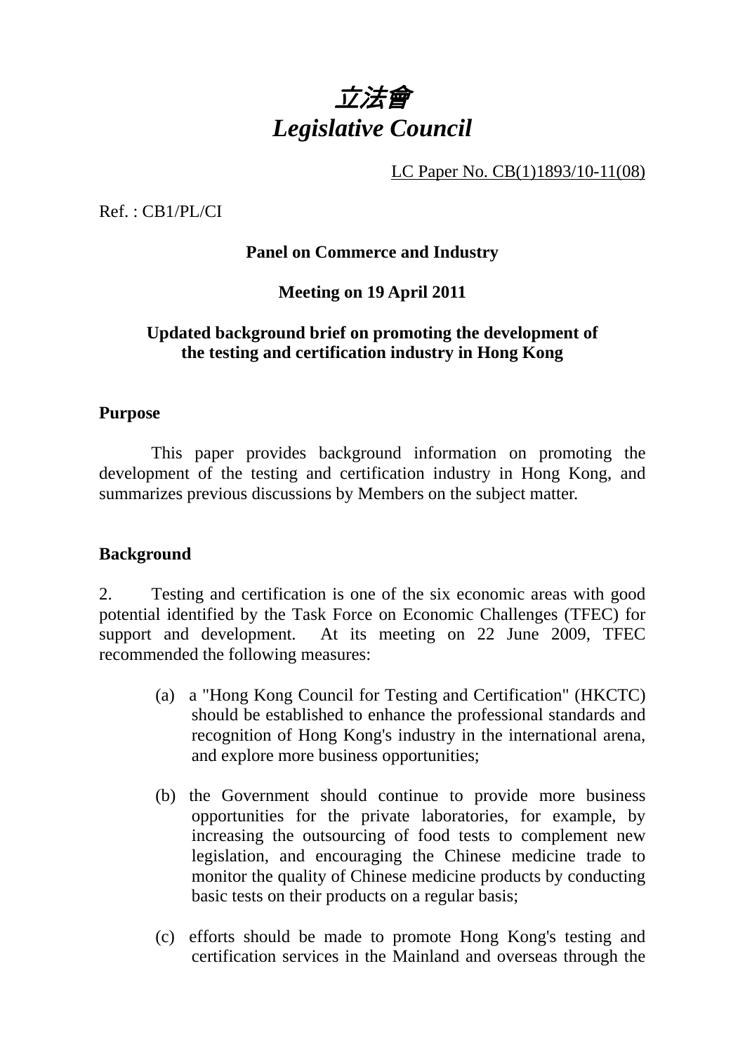# *立法會*
# *Legislative Council*

LC Paper No. CB(1)1893/10-11(08)

Ref. : CB1/PL/CI

**Panel on Commerce and Industry**

**Meeting on 19 April 2011**

**Updated background brief on promoting the development of the testing and certification industry in Hong Kong**

**Purpose**

This paper provides background information on promoting the development of the testing and certification industry in Hong Kong, and summarizes previous discussions by Members on the subject matter.

**Background**

2. Testing and certification is one of the six economic areas with good potential identified by the Task Force on Economic Challenges (TFEC) for support and development. At its meeting on 22 June 2009, TFEC recommended the following measures:

(a) a "Hong Kong Council for Testing and Certification" (HKCTC) should be established to enhance the professional standards and recognition of Hong Kong's industry in the international arena, and explore more business opportunities;

(b) the Government should continue to provide more business opportunities for the private laboratories, for example, by increasing the outsourcing of food tests to complement new legislation, and encouraging the Chinese medicine trade to monitor the quality of Chinese medicine products by conducting basic tests on their products on a regular basis;

(c) efforts should be made to promote Hong Kong's testing and certification services in the Mainland and overseas through the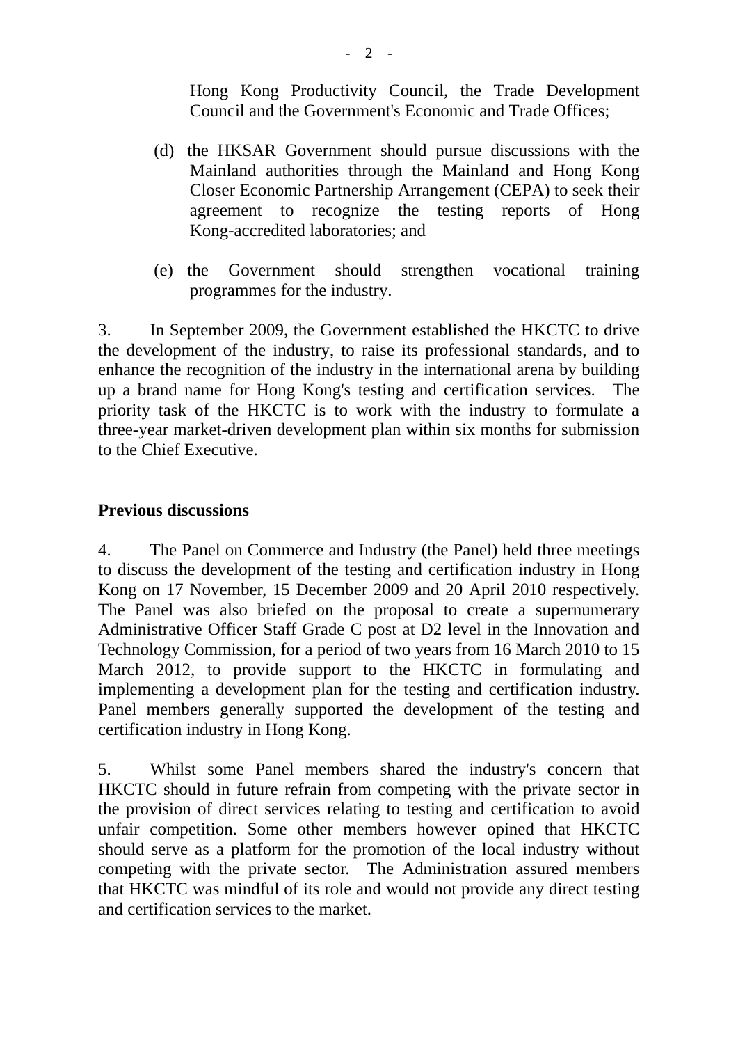Hong Kong Productivity Council, the Trade Development Council and the Government's Economic and Trade Offices;

(d) the HKSAR Government should pursue discussions with the Mainland authorities through the Mainland and Hong Kong Closer Economic Partnership Arrangement (CEPA) to seek their agreement to recognize the testing reports of Hong Kong-accredited laboratories; and

(e) the Government should strengthen vocational training programmes for the industry.

3. In September 2009, the Government established the HKCTC to drive the development of the industry, to raise its professional standards, and to enhance the recognition of the industry in the international arena by building up a brand name for Hong Kong's testing and certification services. The priority task of the HKCTC is to work with the industry to formulate a three-year market-driven development plan within six months for submission to the Chief Executive.

**Previous discussions**

4. The Panel on Commerce and Industry (the Panel) held three meetings to discuss the development of the testing and certification industry in Hong Kong on 17 November, 15 December 2009 and 20 April 2010 respectively. The Panel was also briefed on the proposal to create a supernumerary Administrative Officer Staff Grade C post at D2 level in the Innovation and Technology Commission, for a period of two years from 16 March 2010 to 15 March 2012, to provide support to the HKCTC in formulating and implementing a development plan for the testing and certification industry. Panel members generally supported the development of the testing and certification industry in Hong Kong.

5. Whilst some Panel members shared the industry's concern that HKCTC should in future refrain from competing with the private sector in the provision of direct services relating to testing and certification to avoid unfair competition. Some other members however opined that HKCTC should serve as a platform for the promotion of the local industry without competing with the private sector. The Administration assured members that HKCTC was mindful of its role and would not provide any direct testing and certification services to the market.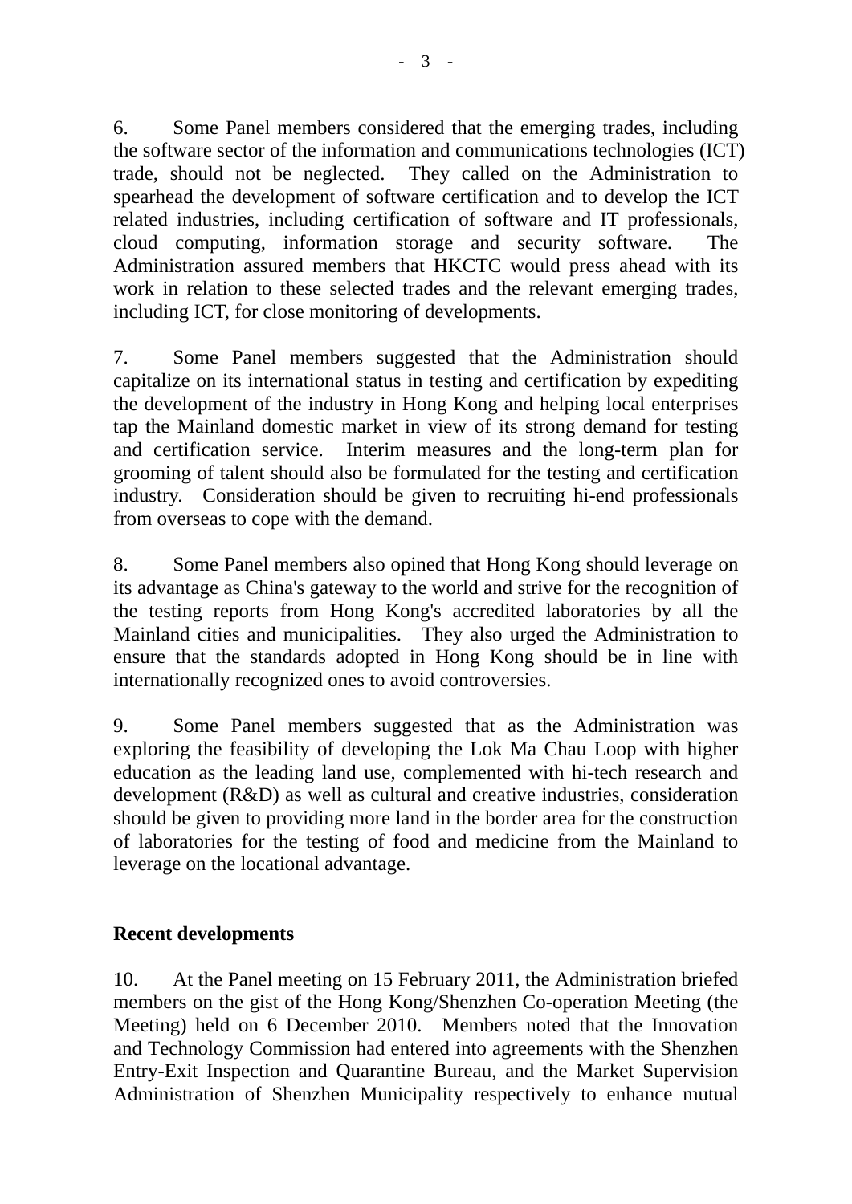6. Some Panel members considered that the emerging trades, including the software sector of the information and communications technologies (ICT) trade, should not be neglected. They called on the Administration to spearhead the development of software certification and to develop the ICT related industries, including certification of software and IT professionals, cloud computing, information storage and security software. The Administration assured members that HKCTC would press ahead with its work in relation to these selected trades and the relevant emerging trades, including ICT, for close monitoring of developments.

7. Some Panel members suggested that the Administration should capitalize on its international status in testing and certification by expediting the development of the industry in Hong Kong and helping local enterprises tap the Mainland domestic market in view of its strong demand for testing and certification service. Interim measures and the long-term plan for grooming of talent should also be formulated for the testing and certification industry. Consideration should be given to recruiting hi-end professionals from overseas to cope with the demand.

8. Some Panel members also opined that Hong Kong should leverage on its advantage as China's gateway to the world and strive for the recognition of the testing reports from Hong Kong's accredited laboratories by all the Mainland cities and municipalities. They also urged the Administration to ensure that the standards adopted in Hong Kong should be in line with internationally recognized ones to avoid controversies.

9. Some Panel members suggested that as the Administration was exploring the feasibility of developing the Lok Ma Chau Loop with higher education as the leading land use, complemented with hi-tech research and development (R&D) as well as cultural and creative industries, consideration should be given to providing more land in the border area for the construction of laboratories for the testing of food and medicine from the Mainland to leverage on the locational advantage.

**Recent developments**

10. At the Panel meeting on 15 February 2011, the Administration briefed members on the gist of the Hong Kong/Shenzhen Co-operation Meeting (the Meeting) held on 6 December 2010. Members noted that the Innovation and Technology Commission had entered into agreements with the Shenzhen Entry-Exit Inspection and Quarantine Bureau, and the Market Supervision Administration of Shenzhen Municipality respectively to enhance mutual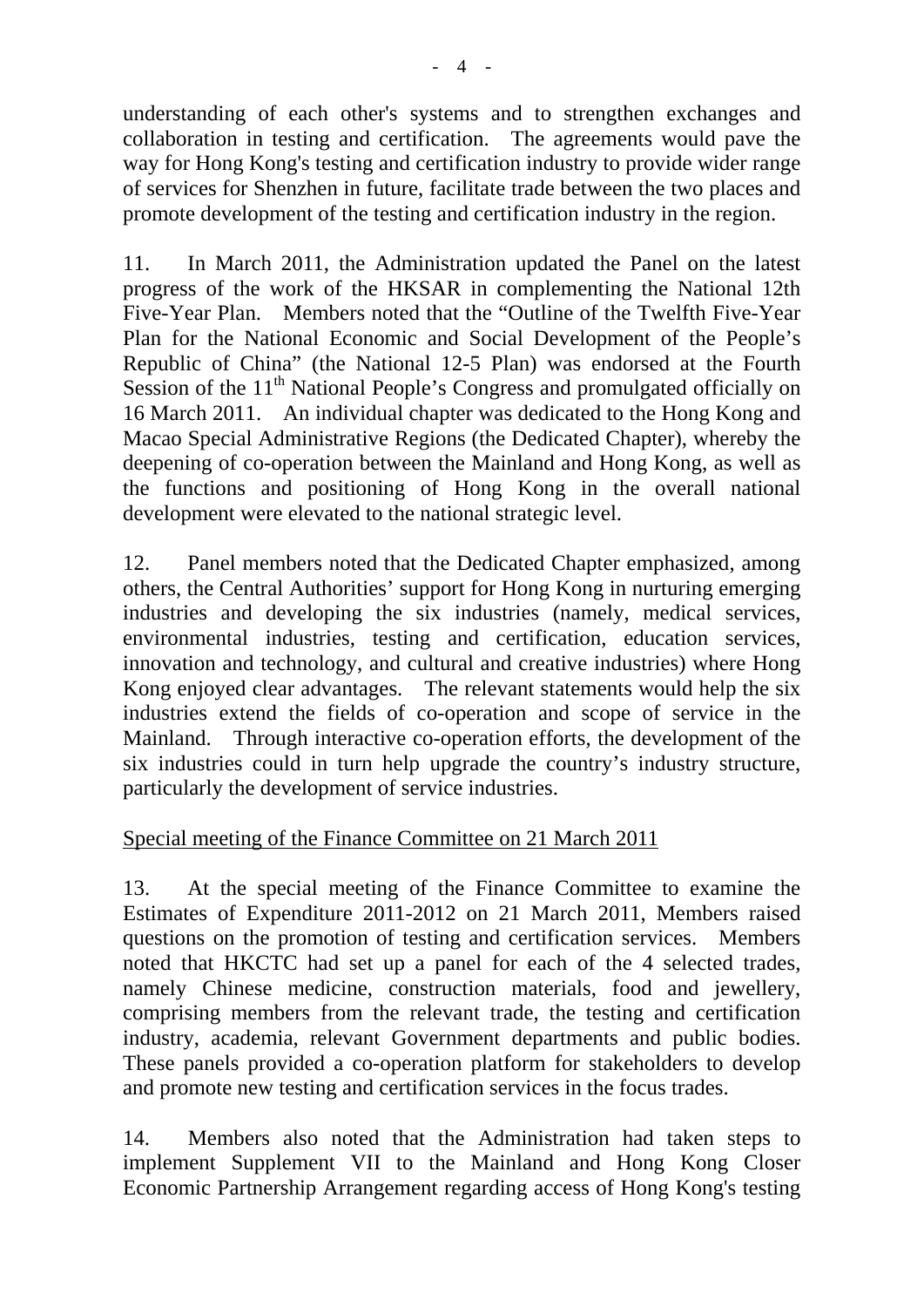understanding of each other's systems and to strengthen exchanges and collaboration in testing and certification. The agreements would pave the way for Hong Kong's testing and certification industry to provide wider range of services for Shenzhen in future, facilitate trade between the two places and promote development of the testing and certification industry in the region.

11. In March 2011, the Administration updated the Panel on the latest progress of the work of the HKSAR in complementing the National 12th Five-Year Plan. Members noted that the "Outline of the Twelfth Five-Year Plan for the National Economic and Social Development of the People's Republic of China" (the National 12-5 Plan) was endorsed at the Fourth Session of the 11th National People's Congress and promulgated officially on 16 March 2011. An individual chapter was dedicated to the Hong Kong and Macao Special Administrative Regions (the Dedicated Chapter), whereby the deepening of co-operation between the Mainland and Hong Kong, as well as the functions and positioning of Hong Kong in the overall national development were elevated to the national strategic level.

12. Panel members noted that the Dedicated Chapter emphasized, among others, the Central Authorities' support for Hong Kong in nurturing emerging industries and developing the six industries (namely, medical services, environmental industries, testing and certification, education services, innovation and technology, and cultural and creative industries) where Hong Kong enjoyed clear advantages. The relevant statements would help the six industries extend the fields of co-operation and scope of service in the Mainland. Through interactive co-operation efforts, the development of the six industries could in turn help upgrade the country's industry structure, particularly the development of service industries.

Special meeting of the Finance Committee on 21 March 2011

13. At the special meeting of the Finance Committee to examine the Estimates of Expenditure 2011-2012 on 21 March 2011, Members raised questions on the promotion of testing and certification services. Members noted that HKCTC had set up a panel for each of the 4 selected trades, namely Chinese medicine, construction materials, food and jewellery, comprising members from the relevant trade, the testing and certification industry, academia, relevant Government departments and public bodies. These panels provided a co-operation platform for stakeholders to develop and promote new testing and certification services in the focus trades.

14. Members also noted that the Administration had taken steps to implement Supplement VII to the Mainland and Hong Kong Closer Economic Partnership Arrangement regarding access of Hong Kong's testing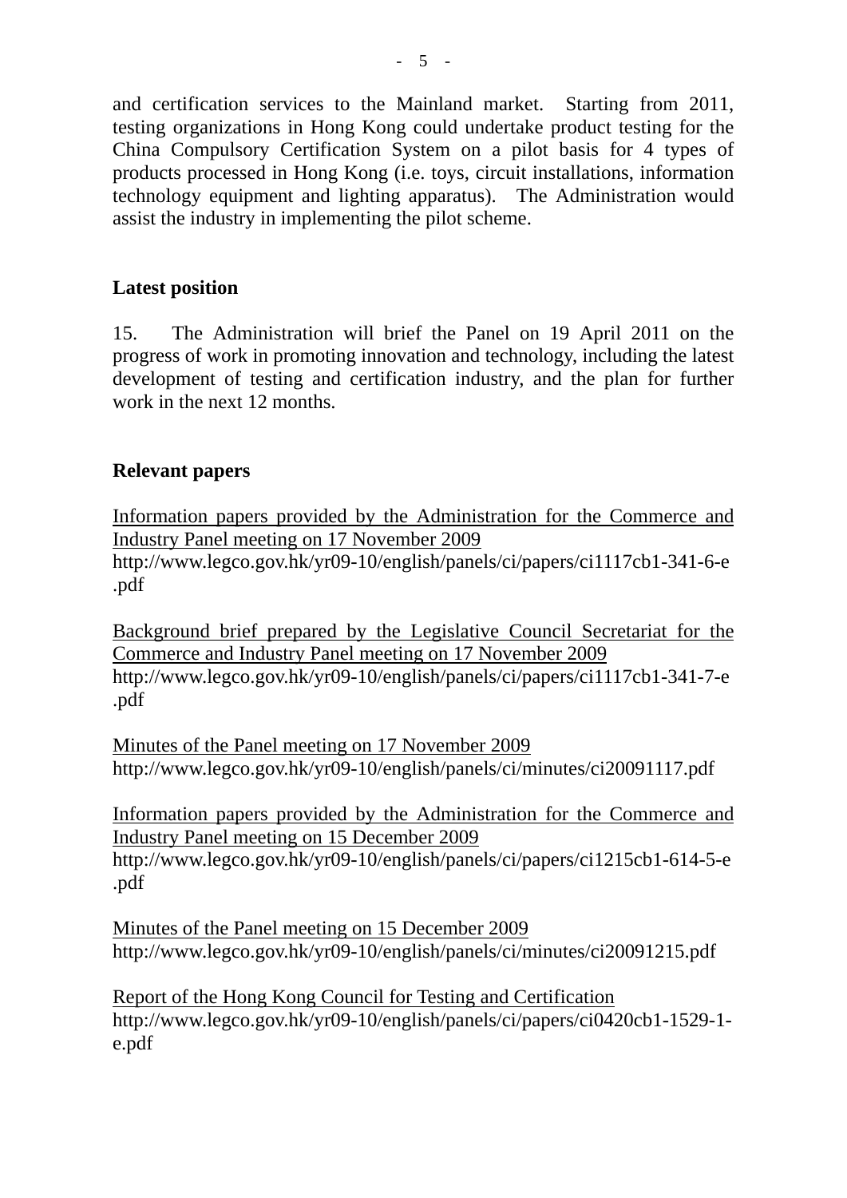and certification services to the Mainland market. Starting from 2011, testing organizations in Hong Kong could undertake product testing for the China Compulsory Certification System on a pilot basis for 4 types of products processed in Hong Kong (i.e. toys, circuit installations, information technology equipment and lighting apparatus). The Administration would assist the industry in implementing the pilot scheme.

## Latest position

15. The Administration will brief the Panel on 19 April 2011 on the progress of work in promoting innovation and technology, including the latest development of testing and certification industry, and the plan for further work in the next 12 months.

## Relevant papers

<u>Information papers provided by the Administration for the Commerce and Industry Panel meeting on 17 November 2009</u>
http://www.legco.gov.hk/yr09-10/english/panels/ci/papers/ci1117cb1-341-6-e.pdf

<u>Background brief prepared by the Legislative Council Secretariat for the Commerce and Industry Panel meeting on 17 November 2009</u>
http://www.legco.gov.hk/yr09-10/english/panels/ci/papers/ci1117cb1-341-7-e.pdf

<u>Minutes of the Panel meeting on 17 November 2009</u>
http://www.legco.gov.hk/yr09-10/english/panels/ci/minutes/ci20091117.pdf

<u>Information papers provided by the Administration for the Commerce and Industry Panel meeting on 15 December 2009</u>
http://www.legco.gov.hk/yr09-10/english/panels/ci/papers/ci1215cb1-614-5-e.pdf

<u>Minutes of the Panel meeting on 15 December 2009</u>
http://www.legco.gov.hk/yr09-10/english/panels/ci/minutes/ci20091215.pdf

<u>Report of the Hong Kong Council for Testing and Certification</u>
http://www.legco.gov.hk/yr09-10/english/panels/ci/papers/ci0420cb1-1529-1-e.pdf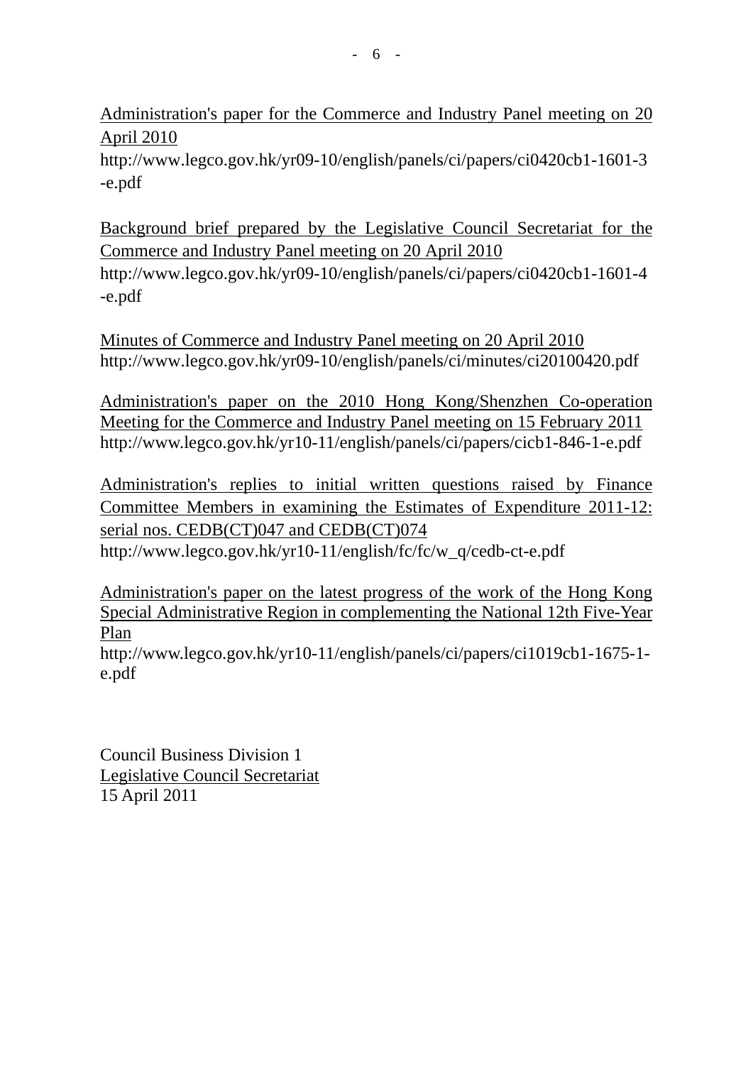<u>Administration's paper for the Commerce and Industry Panel meeting on 20 April 2010</u>
http://www.legco.gov.hk/yr09-10/english/panels/ci/papers/ci0420cb1-1601-3-e.pdf

<u>Background brief prepared by the Legislative Council Secretariat for the Commerce and Industry Panel meeting on 20 April 2010</u>
http://www.legco.gov.hk/yr09-10/english/panels/ci/papers/ci0420cb1-1601-4-e.pdf

<u>Minutes of Commerce and Industry Panel meeting on 20 April 2010</u>
http://www.legco.gov.hk/yr09-10/english/panels/ci/minutes/ci20100420.pdf

<u>Administration's paper on the 2010 Hong Kong/Shenzhen Co-operation Meeting for the Commerce and Industry Panel meeting on 15 February 2011</u>
http://www.legco.gov.hk/yr10-11/english/panels/ci/papers/cicb1-846-1-e.pdf

<u>Administration's replies to initial written questions raised by Finance Committee Members in examining the Estimates of Expenditure 2011-12: serial nos. CEDB(CT)047 and CEDB(CT)074</u>
http://www.legco.gov.hk/yr10-11/english/fc/fc/w_q/cedb-ct-e.pdf

<u>Administration's paper on the latest progress of the work of the Hong Kong Special Administrative Region in complementing the National 12th Five-Year Plan</u>
http://www.legco.gov.hk/yr10-11/english/panels/ci/papers/ci1019cb1-1675-1-e.pdf

Council Business Division 1
<u>Legislative Council Secretariat</u>
15 April 2011